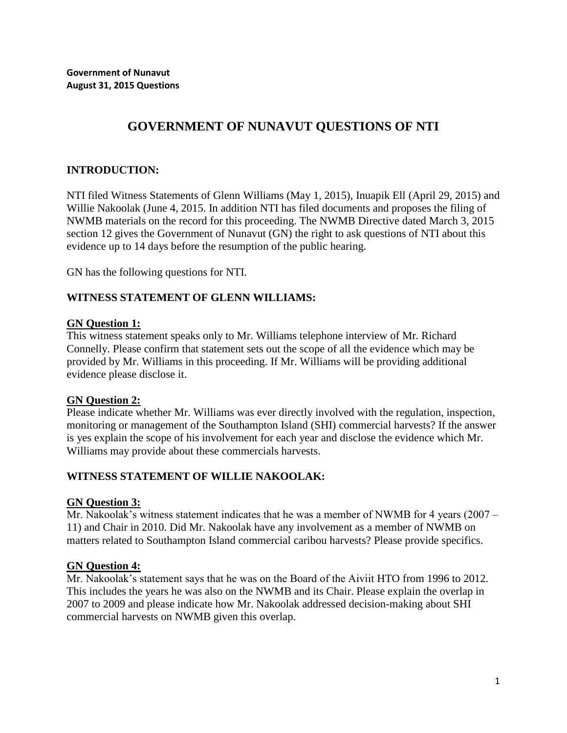**Government of Nunavut**
**August 31, 2015 Questions**

# GOVERNMENT OF NUNAVUT QUESTIONS OF NTI

## INTRODUCTION:

NTI filed Witness Statements of Glenn Williams (May 1, 2015), Inuapik Ell (April 29, 2015) and Willie Nakoolak (June 4, 2015. In addition NTI has filed documents and proposes the filing of NWMB materials on the record for this proceeding. The NWMB Directive dated March 3, 2015 section 12 gives the Government of Nunavut (GN) the right to ask questions of NTI about this evidence up to 14 days before the resumption of the public hearing.

GN has the following questions for NTI.

## WITNESS STATEMENT OF GLENN WILLIAMS:

### GN Question 1:

This witness statement speaks only to Mr. Williams telephone interview of Mr. Richard Connelly. Please confirm that statement sets out the scope of all the evidence which may be provided by Mr. Williams in this proceeding. If Mr. Williams will be providing additional evidence please disclose it.

### GN Question 2:

Please indicate whether Mr. Williams was ever directly involved with the regulation, inspection, monitoring or management of the Southampton Island (SHI) commercial harvests? If the answer is yes explain the scope of his involvement for each year and disclose the evidence which Mr. Williams may provide about these commercials harvests.

## WITNESS STATEMENT OF WILLIE NAKOOLAK:

### GN Question 3:

Mr. Nakoolak's witness statement indicates that he was a member of NWMB for 4 years (2007 – 11) and Chair in 2010. Did Mr. Nakoolak have any involvement as a member of NWMB on matters related to Southampton Island commercial caribou harvests? Please provide specifics.

### GN Question 4:

Mr. Nakoolak's statement says that he was on the Board of the Aiviit HTO from 1996 to 2012. This includes the years he was also on the NWMB and its Chair. Please explain the overlap in 2007 to 2009 and please indicate how Mr. Nakoolak addressed decision-making about SHI commercial harvests on NWMB given this overlap.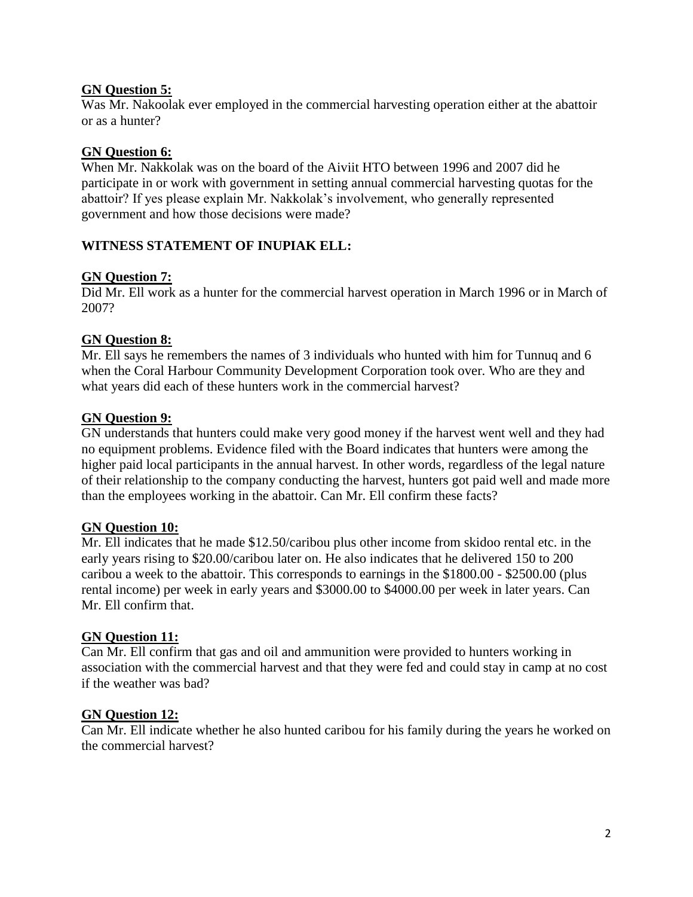**GN Question 5:**

Was Mr. Nakoolak ever employed in the commercial harvesting operation either at the abattoir or as a hunter?

**GN Question 6:**

When Mr. Nakkolak was on the board of the Aiviit HTO between 1996 and 2007 did he participate in or work with government in setting annual commercial harvesting quotas for the abattoir? If yes please explain Mr. Nakkolak's involvement, who generally represented government and how those decisions were made?

**WITNESS STATEMENT OF INUPIAK ELL:**

**GN Question 7:**

Did Mr. Ell work as a hunter for the commercial harvest operation in March 1996 or in March of 2007?

**GN Question 8:**

Mr. Ell says he remembers the names of 3 individuals who hunted with him for Tunnuq and 6 when the Coral Harbour Community Development Corporation took over. Who are they and what years did each of these hunters work in the commercial harvest?

**GN Question 9:**

GN understands that hunters could make very good money if the harvest went well and they had no equipment problems. Evidence filed with the Board indicates that hunters were among the higher paid local participants in the annual harvest. In other words, regardless of the legal nature of their relationship to the company conducting the harvest, hunters got paid well and made more than the employees working in the abattoir. Can Mr. Ell confirm these facts?

**GN Question 10:**

Mr. Ell indicates that he made $12.50/caribou plus other income from skidoo rental etc. in the early years rising to $20.00/caribou later on. He also indicates that he delivered 150 to 200 caribou a week to the abattoir. This corresponds to earnings in the $1800.00 - $2500.00 (plus rental income) per week in early years and $3000.00 to $4000.00 per week in later years. Can Mr. Ell confirm that.

**GN Question 11:**

Can Mr. Ell confirm that gas and oil and ammunition were provided to hunters working in association with the commercial harvest and that they were fed and could stay in camp at no cost if the weather was bad?

**GN Question 12:**

Can Mr. Ell indicate whether he also hunted caribou for his family during the years he worked on the commercial harvest?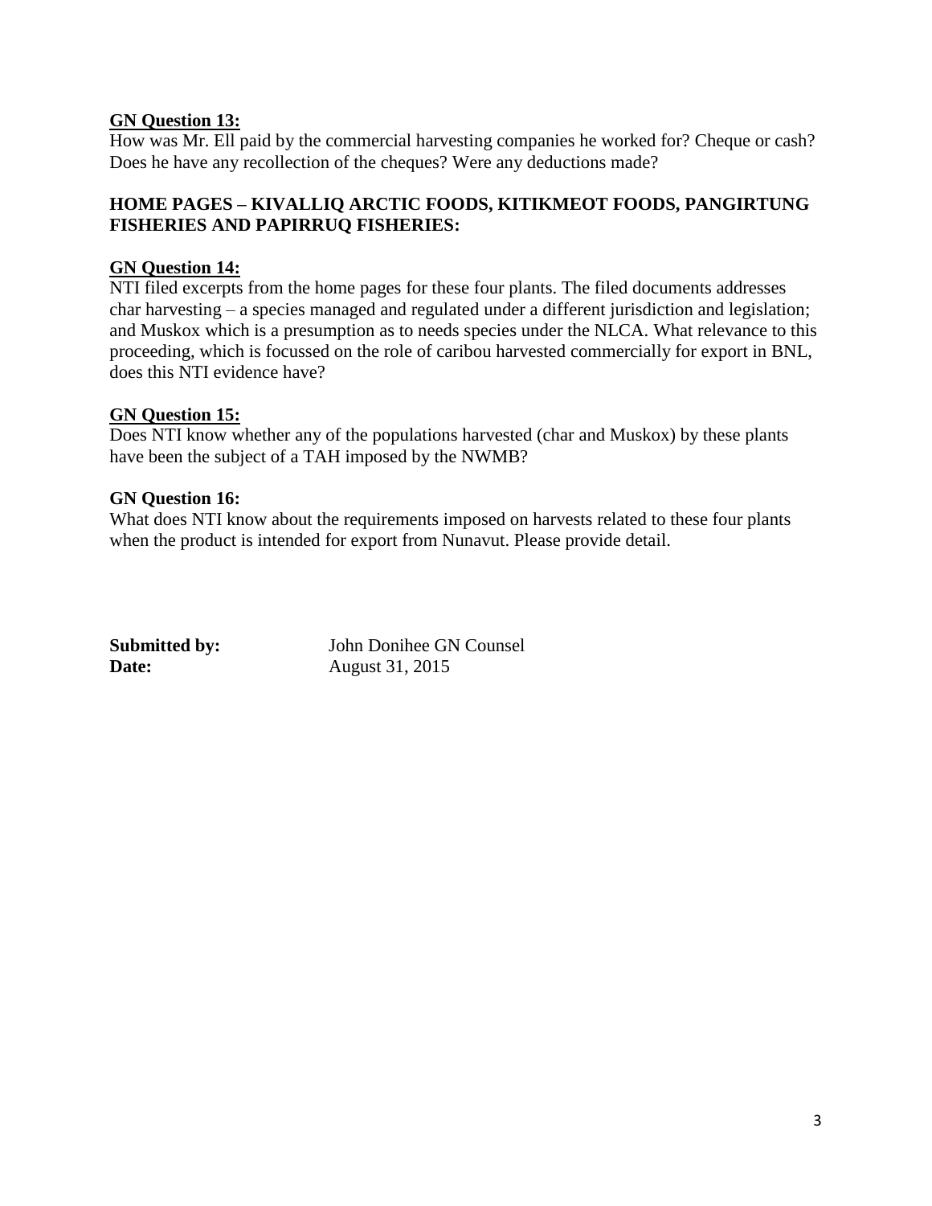**GN Question 13:**

How was Mr. Ell paid by the commercial harvesting companies he worked for? Cheque or cash? Does he have any recollection of the cheques? Were any deductions made?

**HOME PAGES – KIVALLIQ ARCTIC FOODS, KITIKMEOT FOODS, PANGIRTUNG FISHERIES AND PAPIRRUQ FISHERIES:**

**GN Question 14:**

NTI filed excerpts from the home pages for these four plants. The filed documents addresses char harvesting – a species managed and regulated under a different jurisdiction and legislation; and Muskox which is a presumption as to needs species under the NLCA. What relevance to this proceeding, which is focussed on the role of caribou harvested commercially for export in BNL, does this NTI evidence have?

**GN Question 15:**

Does NTI know whether any of the populations harvested (char and Muskox) by these plants have been the subject of a TAH imposed by the NWMB?

**GN Question 16:**

What does NTI know about the requirements imposed on harvests related to these four plants when the product is intended for export from Nunavut. Please provide detail.

**Submitted by:** John Donihee GN Counsel
**Date:** August 31, 2015